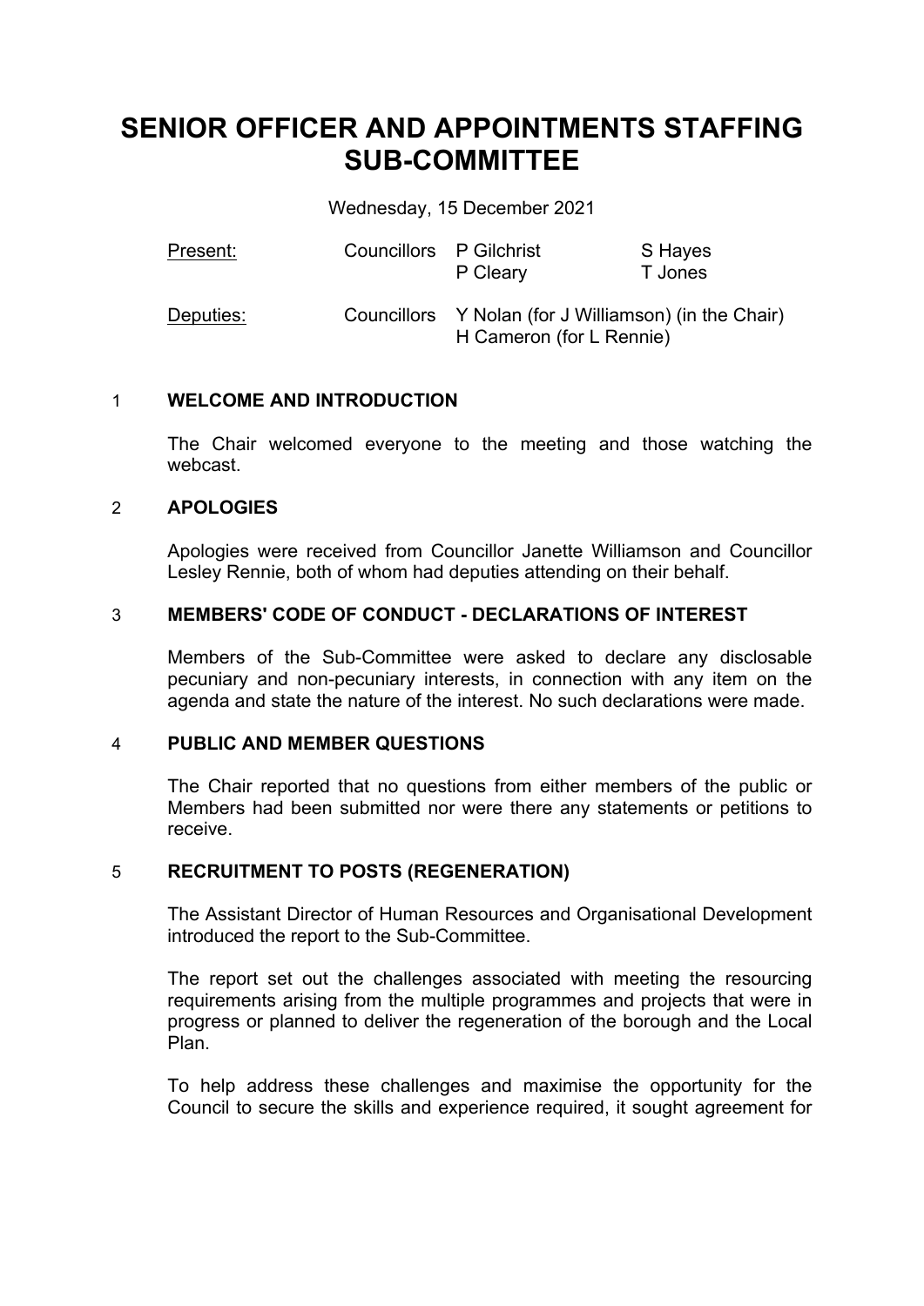# SENIOR OFFICER AND APPOINTMENTS STAFFING SUB-COMMITTEE

Wednesday, 15 December 2021

| | | | |
|---|---|---|---|
| Present: | Councillors | P Gilchrist<br>P Cleary | S Hayes<br>T Jones |
| Deputies: | Councillors | Y Nolan (for J Williamson) (in the Chair)<br>H Cameron (for L Rennie) | |

## 1 WELCOME AND INTRODUCTION

The Chair welcomed everyone to the meeting and those watching the webcast.

## 2 APOLOGIES

Apologies were received from Councillor Janette Williamson and Councillor Lesley Rennie, both of whom had deputies attending on their behalf.

## 3 MEMBERS' CODE OF CONDUCT - DECLARATIONS OF INTEREST

Members of the Sub-Committee were asked to declare any disclosable pecuniary and non-pecuniary interests, in connection with any item on the agenda and state the nature of the interest. No such declarations were made.

## 4 PUBLIC AND MEMBER QUESTIONS

The Chair reported that no questions from either members of the public or Members had been submitted nor were there any statements or petitions to receive.

## 5 RECRUITMENT TO POSTS (REGENERATION)

The Assistant Director of Human Resources and Organisational Development introduced the report to the Sub-Committee.

The report set out the challenges associated with meeting the resourcing requirements arising from the multiple programmes and projects that were in progress or planned to deliver the regeneration of the borough and the Local Plan.

To help address these challenges and maximise the opportunity for the Council to secure the skills and experience required, it sought agreement for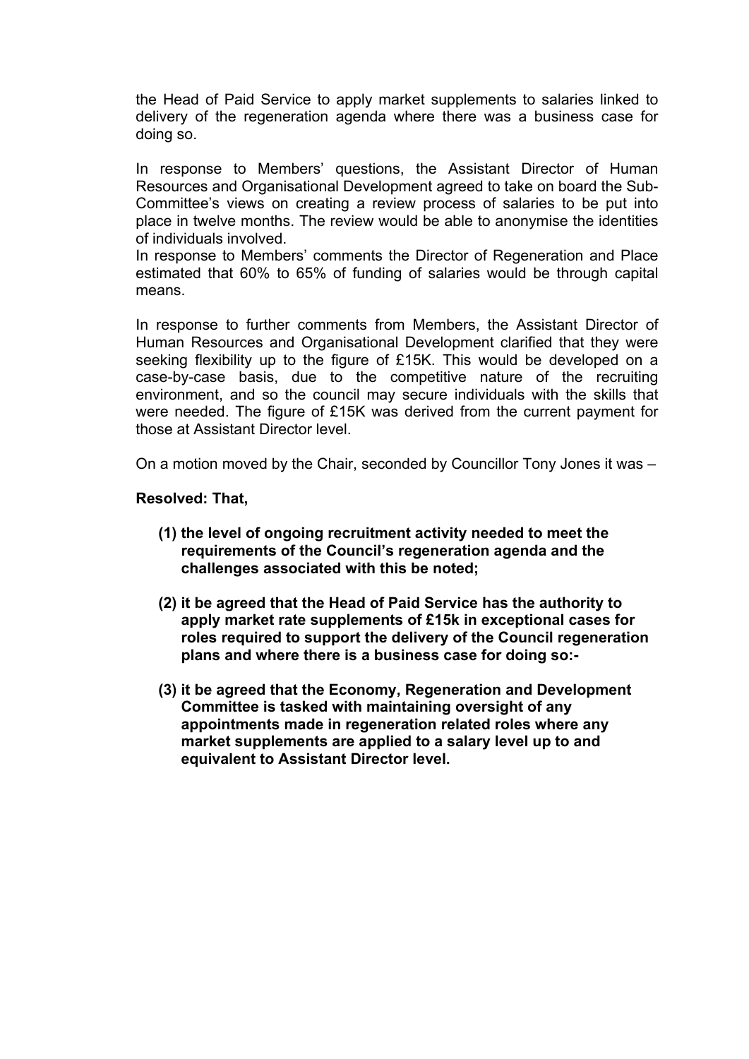the Head of Paid Service to apply market supplements to salaries linked to delivery of the regeneration agenda where there was a business case for doing so.

In response to Members' questions, the Assistant Director of Human Resources and Organisational Development agreed to take on board the Sub-Committee's views on creating a review process of salaries to be put into place in twelve months. The review would be able to anonymise the identities of individuals involved.
In response to Members' comments the Director of Regeneration and Place estimated that 60% to 65% of funding of salaries would be through capital means.

In response to further comments from Members, the Assistant Director of Human Resources and Organisational Development clarified that they were seeking flexibility up to the figure of £15K. This would be developed on a case-by-case basis, due to the competitive nature of the recruiting environment, and so the council may secure individuals with the skills that were needed. The figure of £15K was derived from the current payment for those at Assistant Director level.

On a motion moved by the Chair, seconded by Councillor Tony Jones it was –

**Resolved: That,**

**(1) the level of ongoing recruitment activity needed to meet the requirements of the Council's regeneration agenda and the challenges associated with this be noted;**

**(2) it be agreed that the Head of Paid Service has the authority to apply market rate supplements of £15k in exceptional cases for roles required to support the delivery of the Council regeneration plans and where there is a business case for doing so:-**

**(3) it be agreed that the Economy, Regeneration and Development Committee is tasked with maintaining oversight of any appointments made in regeneration related roles where any market supplements are applied to a salary level up to and equivalent to Assistant Director level.**